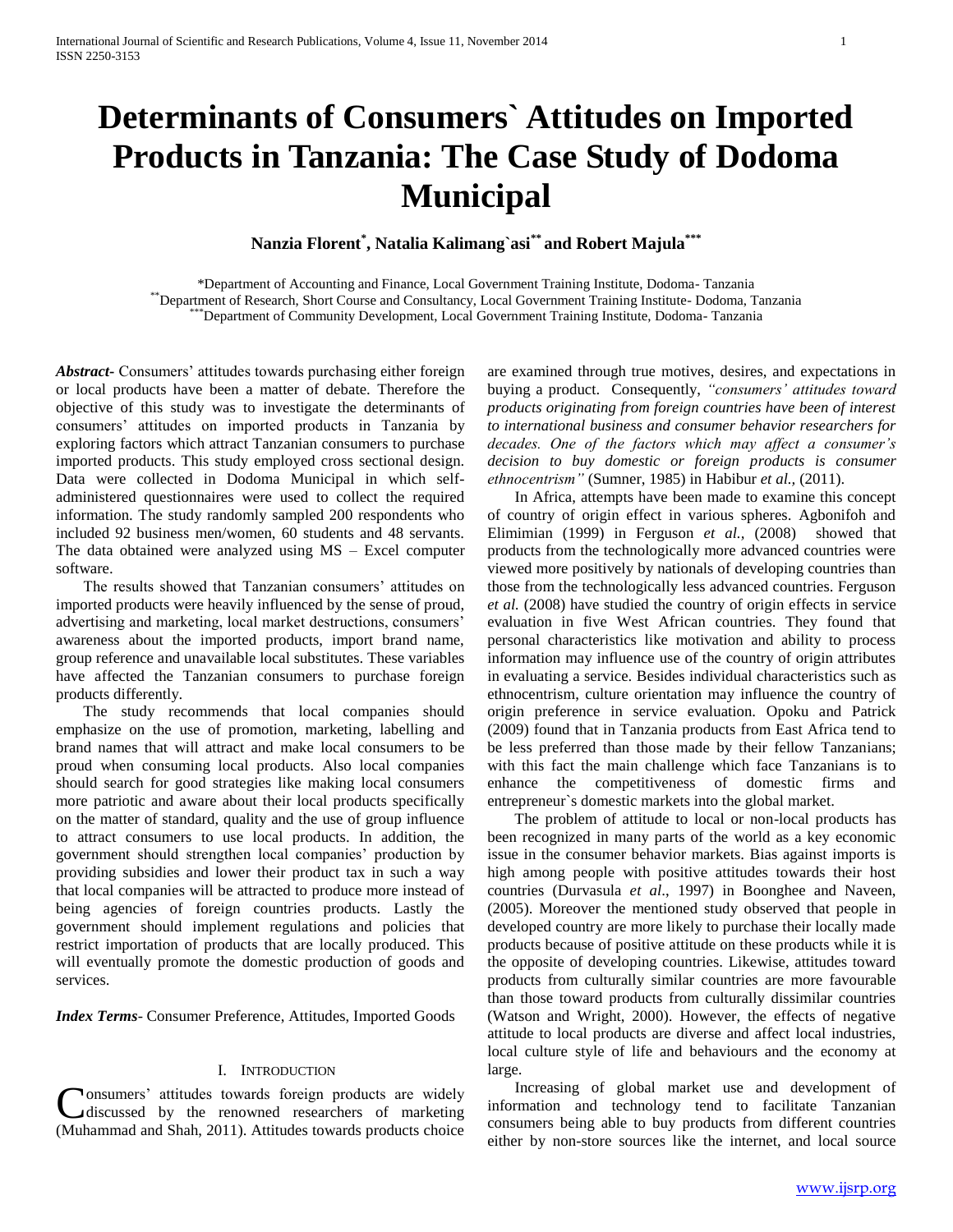# Determinants of Consumers` Attitudes on Imported Products in Tanzania: The Case Study of Dodoma Municipal

**Nanzia Florent[*], Natalia Kalimang`asi[**] and Robert Majula[***]**

[*]Department of Accounting and Finance, Local Government Training Institute, Dodoma- Tanzania
[**]Department of Research, Short Course and Consultancy, Local Government Training Institute- Dodoma, Tanzania
[***]Department of Community Development, Local Government Training Institute, Dodoma- Tanzania

***Abstract***- Consumers' attitudes towards purchasing either foreign or local products have been a matter of debate. Therefore the objective of this study was to investigate the determinants of consumers' attitudes on imported products in Tanzania by exploring factors which attract Tanzanian consumers to purchase imported products. This study employed cross sectional design. Data were collected in Dodoma Municipal in which self-administered questionnaires were used to collect the required information. The study randomly sampled 200 respondents who included 92 business men/women, 60 students and 48 servants. The data obtained were analyzed using MS – Excel computer software.

The results showed that Tanzanian consumers' attitudes on imported products were heavily influenced by the sense of proud, advertising and marketing, local market destructions, consumers' awareness about the imported products, import brand name, group reference and unavailable local substitutes. These variables have affected the Tanzanian consumers to purchase foreign products differently.

The study recommends that local companies should emphasize on the use of promotion, marketing, labelling and brand names that will attract and make local consumers to be proud when consuming local products. Also local companies should search for good strategies like making local consumers more patriotic and aware about their local products specifically on the matter of standard, quality and the use of group influence to attract consumers to use local products. In addition, the government should strengthen local companies' production by providing subsidies and lower their product tax in such a way that local companies will be attracted to produce more instead of being agencies of foreign countries products. Lastly the government should implement regulations and policies that restrict importation of products that are locally produced. This will eventually promote the domestic production of goods and services.

***Index Terms***- Consumer Preference, Attitudes, Imported Goods

## I. Introduction

Consumers' attitudes towards foreign products are widely discussed by the renowned researchers of marketing (Muhammad and Shah, 2011). Attitudes towards products choice are examined through true motives, desires, and expectations in buying a product. Consequently, *"consumers' attitudes toward products originating from foreign countries have been of interest to international business and consumer behavior researchers for decades. One of the factors which may affect a consumer's decision to buy domestic or foreign products is consumer ethnocentrism"* (Sumner, 1985) in Habibur *et al.,* (2011).

In Africa, attempts have been made to examine this concept of country of origin effect in various spheres. Agbonifoh and Elimimian (1999) in Ferguson *et al.,* (2008) showed that products from the technologically more advanced countries were viewed more positively by nationals of developing countries than those from the technologically less advanced countries. Ferguson *et al.* (2008) have studied the country of origin effects in service evaluation in five West African countries. They found that personal characteristics like motivation and ability to process information may influence use of the country of origin attributes in evaluating a service. Besides individual characteristics such as ethnocentrism, culture orientation may influence the country of origin preference in service evaluation. Opoku and Patrick (2009) found that in Tanzania products from East Africa tend to be less preferred than those made by their fellow Tanzanians; with this fact the main challenge which face Tanzanians is to enhance the competitiveness of domestic firms and entrepreneur`s domestic markets into the global market.

The problem of attitude to local or non-local products has been recognized in many parts of the world as a key economic issue in the consumer behavior markets. Bias against imports is high among people with positive attitudes towards their host countries (Durvasula *et al*., 1997) in Boonghee and Naveen, (2005). Moreover the mentioned study observed that people in developed country are more likely to purchase their locally made products because of positive attitude on these products while it is the opposite of developing countries. Likewise, attitudes toward products from culturally similar countries are more favourable than those toward products from culturally dissimilar countries (Watson and Wright, 2000). However, the effects of negative attitude to local products are diverse and affect local industries, local culture style of life and behaviours and the economy at large.

Increasing of global market use and development of information and technology tend to facilitate Tanzanian consumers being able to buy products from different countries either by non-store sources like the internet, and local source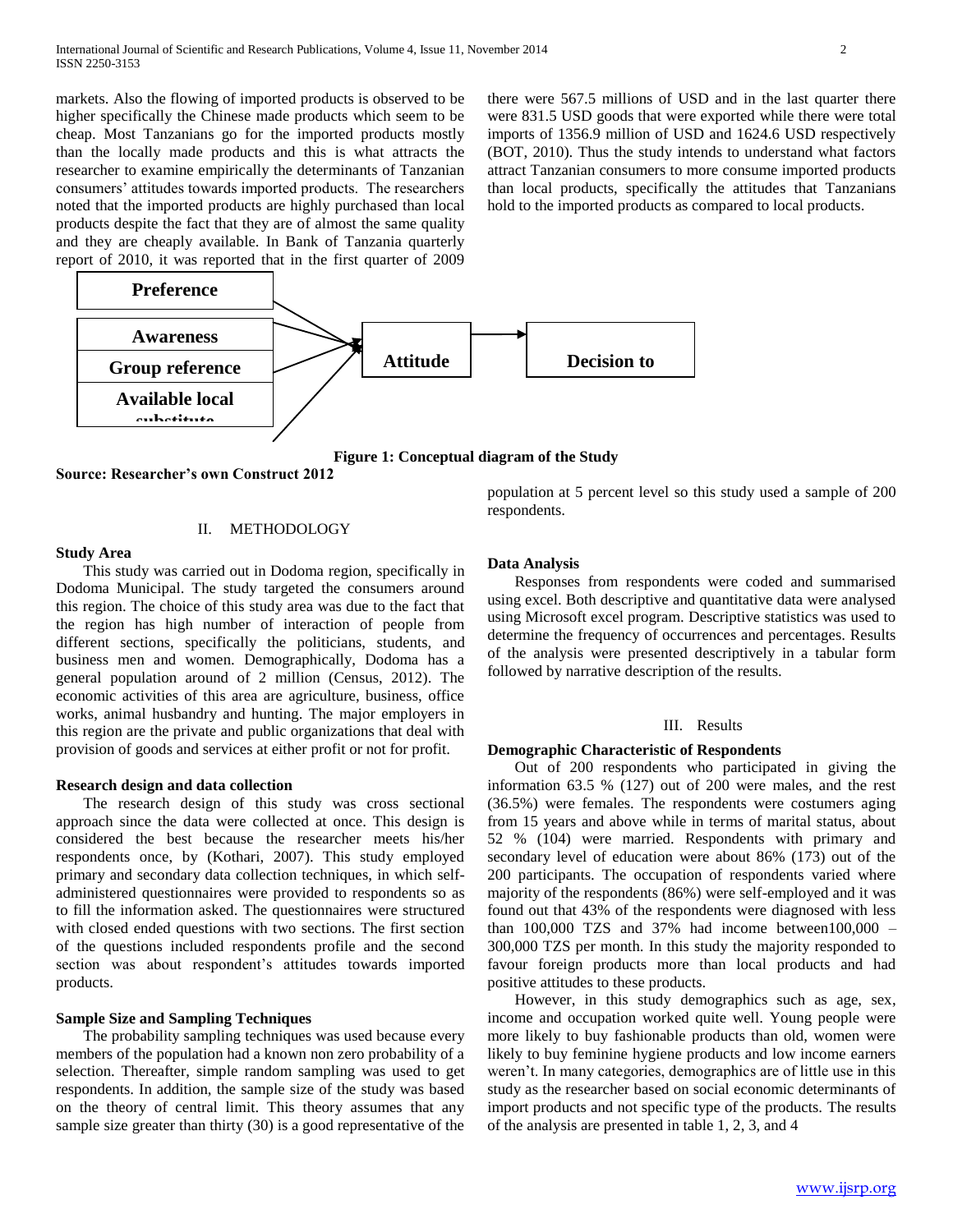markets. Also the flowing of imported products is observed to be higher specifically the Chinese made products which seem to be cheap. Most Tanzanians go for the imported products mostly than the locally made products and this is what attracts the researcher to examine empirically the determinants of Tanzanian consumers' attitudes towards imported products. The researchers noted that the imported products are highly purchased than local products despite the fact that they are of almost the same quality and they are cheaply available. In Bank of Tanzania quarterly report of 2010, it was reported that in the first quarter of 2009 there were 567.5 millions of USD and in the last quarter there were 831.5 USD goods that were exported while there were total imports of 1356.9 million of USD and 1624.6 USD respectively (BOT, 2010). Thus the study intends to understand what factors attract Tanzanian consumers to more consume imported products than local products, specifically the attitudes that Tanzanians hold to the imported products as compared to local products.

Preference

Awareness

Group reference

Available local substitute

Attitude

Decision to

**Figure 1: Conceptual diagram of the Study**

**Source: Researcher's own Construct 2012**

## II. METHODOLOGY

### Study Area

This study was carried out in Dodoma region, specifically in Dodoma Municipal. The study targeted the consumers around this region. The choice of this study area was due to the fact that the region has high number of interaction of people from different sections, specifically the politicians, students, and business men and women. Demographically, Dodoma has a general population around of 2 million (Census, 2012). The economic activities of this area are agriculture, business, office works, animal husbandry and hunting. The major employers in this region are the private and public organizations that deal with provision of goods and services at either profit or not for profit.

### Research design and data collection

The research design of this study was cross sectional approach since the data were collected at once. This design is considered the best because the researcher meets his/her respondents once, by (Kothari, 2007). This study employed primary and secondary data collection techniques, in which self-administered questionnaires were provided to respondents so as to fill the information asked. The questionnaires were structured with closed ended questions with two sections. The first section of the questions included respondents profile and the second section was about respondent's attitudes towards imported products.

### Sample Size and Sampling Techniques

The probability sampling techniques was used because every members of the population had a known non zero probability of a selection. Thereafter, simple random sampling was used to get respondents. In addition, the sample size of the study was based on the theory of central limit. This theory assumes that any sample size greater than thirty (30) is a good representative of the population at 5 percent level so this study used a sample of 200 respondents.

### Data Analysis

Responses from respondents were coded and summarised using excel. Both descriptive and quantitative data were analysed using Microsoft excel program. Descriptive statistics was used to determine the frequency of occurrences and percentages. Results of the analysis were presented descriptively in a tabular form followed by narrative description of the results.

## III. Results

### Demographic Characteristic of Respondents

Out of 200 respondents who participated in giving the information 63.5 % (127) out of 200 were males, and the rest (36.5%) were females. The respondents were costumers aging from 15 years and above while in terms of marital status, about 52 % (104) were married. Respondents with primary and secondary level of education were about 86% (173) out of the 200 participants. The occupation of respondents varied where majority of the respondents (86%) were self-employed and it was found out that 43% of the respondents were diagnosed with less than 100,000 TZS and 37% had income between100,000 – 300,000 TZS per month. In this study the majority responded to favour foreign products more than local products and had positive attitudes to these products.

However, in this study demographics such as age, sex, income and occupation worked quite well. Young people were more likely to buy fashionable products than old, women were likely to buy feminine hygiene products and low income earners weren't. In many categories, demographics are of little use in this study as the researcher based on social economic determinants of import products and not specific type of the products. The results of the analysis are presented in table 1, 2, 3, and 4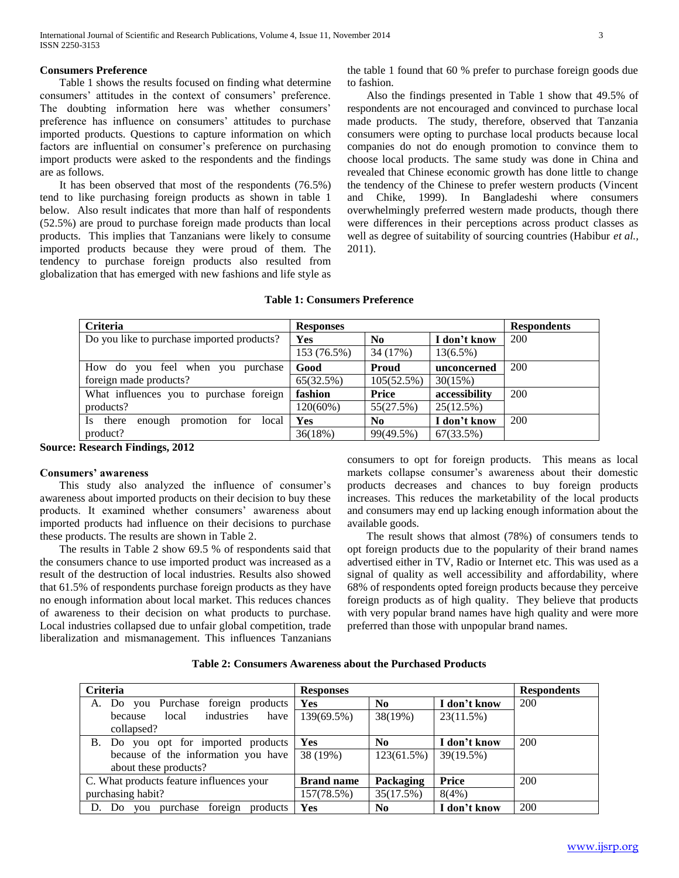**Consumers Preference**

Table 1 shows the results focused on finding what determine consumers' attitudes in the context of consumers' preference. The doubting information here was whether consumers' preference has influence on consumers' attitudes to purchase imported products. Questions to capture information on which factors are influential on consumer's preference on purchasing import products were asked to the respondents and the findings are as follows.

It has been observed that most of the respondents (76.5%) tend to like purchasing foreign products as shown in table 1 below. Also result indicates that more than half of respondents (52.5%) are proud to purchase foreign made products than local products. This implies that Tanzanians were likely to consume imported products because they were proud of them. The tendency to purchase foreign products also resulted from globalization that has emerged with new fashions and life style as the table 1 found that 60 % prefer to purchase foreign goods due to fashion.

Also the findings presented in Table 1 show that 49.5% of respondents are not encouraged and convinced to purchase local made products. The study, therefore, observed that Tanzania consumers were opting to purchase local products because local companies do not do enough promotion to convince them to choose local products. The same study was done in China and revealed that Chinese economic growth has done little to change the tendency of the Chinese to prefer western products (Vincent and Chike, 1999). In Bangladeshi where consumers overwhelmingly preferred western made products, though there were differences in their perceptions across product classes as well as degree of suitability of sourcing countries (Habibur *et al.,* 2011).

**Table 1: Consumers Preference**

| Criteria | Responses | | | Respondents |
|---|---|---|---|---|
| Do you like to purchase imported products? | **Yes** | **No** | **I don't know** | 200 |
| | 153 (76.5%) | 34 (17%) | 13(6.5%) | |
| How do you feel when you purchase foreign made products? | **Good** | **Proud** | **unconcerned** | 200 |
| | 65(32.5%) | 105(52.5%) | 30(15%) | |
| What influences you to purchase foreign products? | **fashion** | **Price** | **accessibility** | 200 |
| | 120(60%) | 55(27.5%) | 25(12.5%) | |
| Is there enough promotion for local product? | **Yes** | **No** | **I don't know** | 200 |
| | 36(18%) | 99(49.5%) | 67(33.5%) | |

**Source: Research Findings, 2012**

**Consumers' awareness**

This study also analyzed the influence of consumer's awareness about imported products on their decision to buy these products. It examined whether consumers' awareness about imported products had influence on their decisions to purchase these products. The results are shown in Table 2.

The results in Table 2 show 69.5 % of respondents said that the consumers chance to use imported product was increased as a result of the destruction of local industries. Results also showed that 61.5% of respondents purchase foreign products as they have no enough information about local market. This reduces chances of awareness to their decision on what products to purchase. Local industries collapsed due to unfair global competition, trade liberalization and mismanagement. This influences Tanzanians consumers to opt for foreign products. This means as local markets collapse consumer's awareness about their domestic products decreases and chances to buy foreign products increases. This reduces the marketability of the local products and consumers may end up lacking enough information about the available goods.

The result shows that almost (78%) of consumers tends to opt foreign products due to the popularity of their brand names advertised either in TV, Radio or Internet etc. This was used as a signal of quality as well accessibility and affordability, where 68% of respondents opted foreign products because they perceive foreign products as of high quality. They believe that products with very popular brand names have high quality and were more preferred than those with unpopular brand names.

**Table 2: Consumers Awareness about the Purchased Products**

| Criteria | Responses | | | Respondents |
|---|---|---|---|---|
| A. Do you Purchase foreign products because local industries have collapsed? | **Yes** | **No** | **I don't know** | 200 |
| | 139(69.5%) | 38(19%) | 23(11.5%) | |
| B. Do you opt for imported products because of the information you have about these products? | **Yes** | **No** | **I don't know** | 200 |
| | 38 (19%) | 123(61.5%) | 39(19.5%) | |
| C. What products feature influences your purchasing habit? | **Brand name** | **Packaging** | **Price** | 200 |
| | 157(78.5%) | 35(17.5%) | 8(4%) | |
| D. Do you purchase foreign products | **Yes** | **No** | **I don't know** | 200 |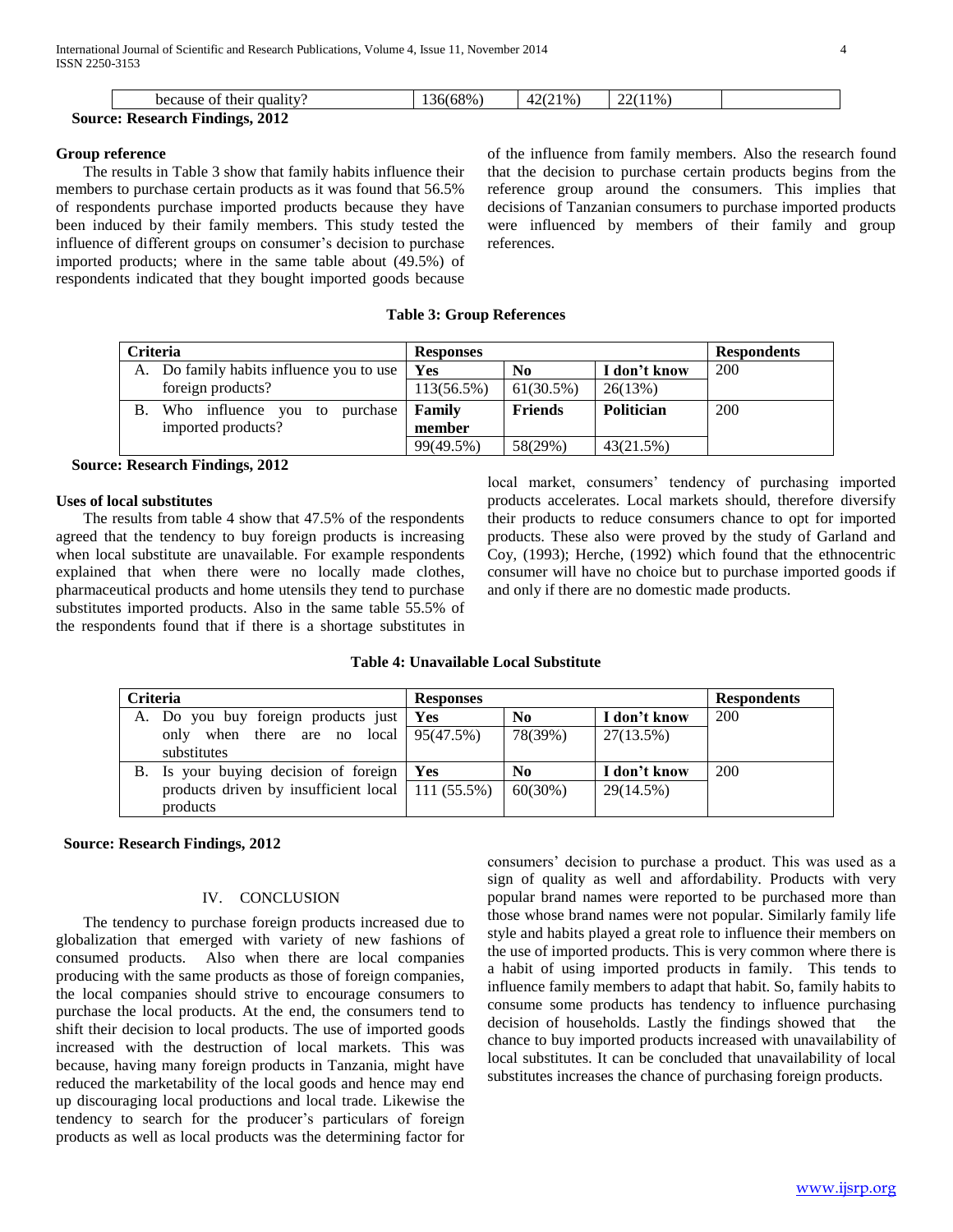| because of their quality? | 136(68%) | 42(21%) | 22(11%) | |
|---|---|---|---|---|

**Source: Research Findings, 2012**

**Group reference**

The results in Table 3 show that family habits influence their members to purchase certain products as it was found that 56.5% of respondents purchase imported products because they have been induced by their family members. This study tested the influence of different groups on consumer's decision to purchase imported products; where in the same table about (49.5%) of respondents indicated that they bought imported goods because of the influence from family members. Also the research found that the decision to purchase certain products begins from the reference group around the consumers. This implies that decisions of Tanzanian consumers to purchase imported products were influenced by members of their family and group references.

**Table 3: Group References**

| Criteria | Responses | | | Respondents |
|---|---|---|---|---|
| A. Do family habits influence you to use foreign products? | Yes | No | I don't know | 200 |
| | 113(56.5%) | 61(30.5%) | 26(13%) | |
| B. Who influence you to purchase imported products? | Family member | Friends | Politician | 200 |
| | 99(49.5%) | 58(29%) | 43(21.5%) | |

**Source: Research Findings, 2012**

**Uses of local substitutes**

The results from table 4 show that 47.5% of the respondents agreed that the tendency to buy foreign products is increasing when local substitute are unavailable. For example respondents explained that when there were no locally made clothes, pharmaceutical products and home utensils they tend to purchase substitutes imported products. Also in the same table 55.5% of the respondents found that if there is a shortage substitutes in local market, consumers' tendency of purchasing imported products accelerates. Local markets should, therefore diversify their products to reduce consumers chance to opt for imported products. These also were proved by the study of Garland and Coy, (1993); Herche, (1992) which found that the ethnocentric consumer will have no choice but to purchase imported goods if and only if there are no domestic made products.

**Table 4: Unavailable Local Substitute**

| Criteria | Responses | | | Respondents |
|---|---|---|---|---|
| A. Do you buy foreign products just only when there are no local substitutes | Yes | No | I don't know | 200 |
| | 95(47.5%) | 78(39%) | 27(13.5%) | |
| B. Is your buying decision of foreign products driven by insufficient local products | Yes | No | I don't know | 200 |
| | 111 (55.5%) | 60(30%) | 29(14.5%) | |

**Source: Research Findings, 2012**

## IV. CONCLUSION

The tendency to purchase foreign products increased due to globalization that emerged with variety of new fashions of consumed products. Also when there are local companies producing with the same products as those of foreign companies, the local companies should strive to encourage consumers to purchase the local products. At the end, the consumers tend to shift their decision to local products. The use of imported goods increased with the destruction of local markets. This was because, having many foreign products in Tanzania, might have reduced the marketability of the local goods and hence may end up discouraging local productions and local trade. Likewise the tendency to search for the producer's particulars of foreign products as well as local products was the determining factor for consumers' decision to purchase a product. This was used as a sign of quality as well and affordability. Products with very popular brand names were reported to be purchased more than those whose brand names were not popular. Similarly family life style and habits played a great role to influence their members on the use of imported products. This is very common where there is a habit of using imported products in family. This tends to influence family members to adapt that habit. So, family habits to consume some products has tendency to influence purchasing decision of households. Lastly the findings showed that the chance to buy imported products increased with unavailability of local substitutes. It can be concluded that unavailability of local substitutes increases the chance of purchasing foreign products.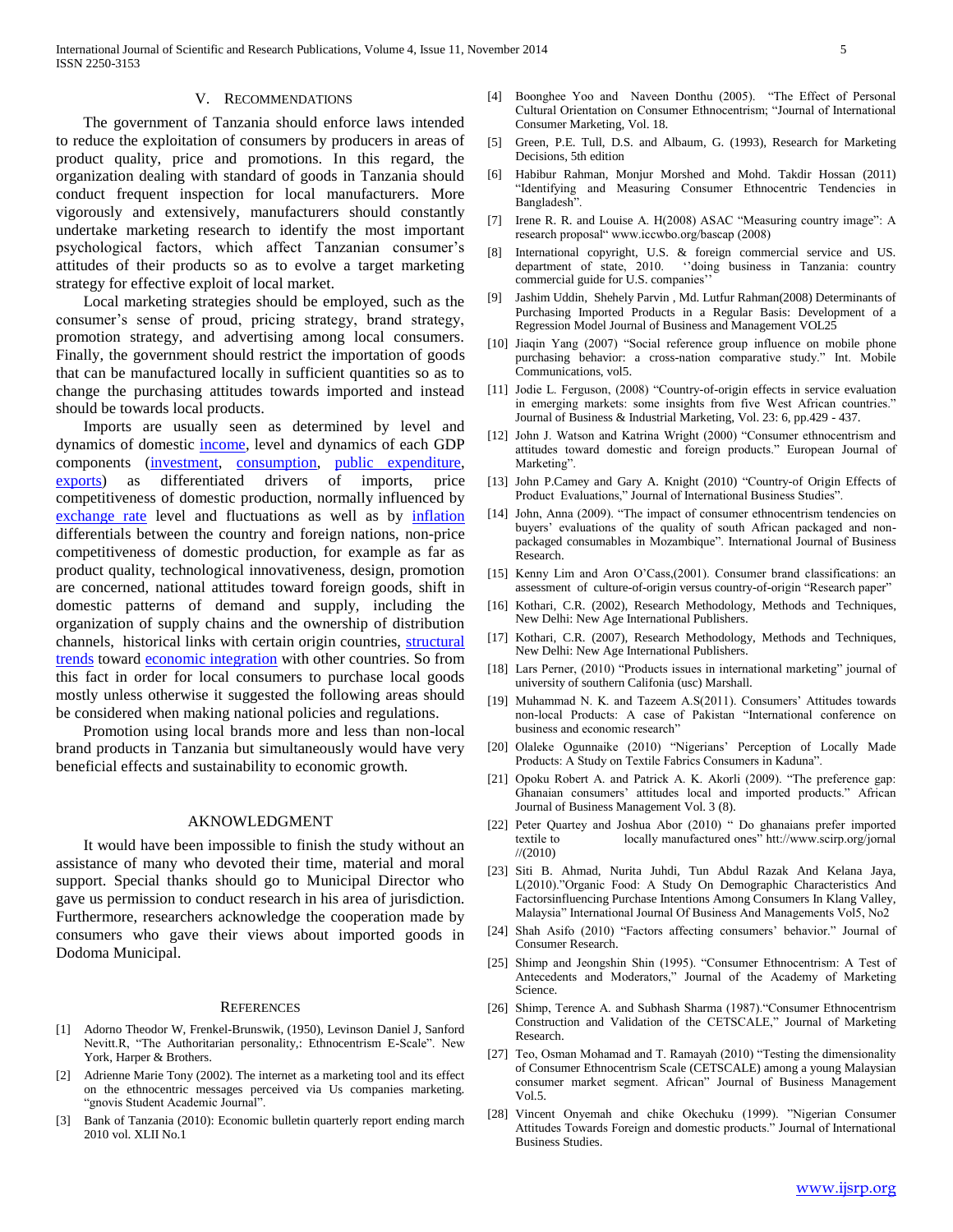## V. Recommendations

The government of Tanzania should enforce laws intended to reduce the exploitation of consumers by producers in areas of product quality, price and promotions. In this regard, the organization dealing with standard of goods in Tanzania should conduct frequent inspection for local manufacturers. More vigorously and extensively, manufacturers should constantly undertake marketing research to identify the most important psychological factors, which affect Tanzanian consumer's attitudes of their products so as to evolve a target marketing strategy for effective exploit of local market.

Local marketing strategies should be employed, such as the consumer's sense of proud, pricing strategy, brand strategy, promotion strategy, and advertising among local consumers. Finally, the government should restrict the importation of goods that can be manufactured locally in sufficient quantities so as to change the purchasing attitudes towards imported and instead should be towards local products.

Imports are usually seen as determined by level and dynamics of domestic income, level and dynamics of each GDP components (investment, consumption, public expenditure, exports) as differentiated drivers of imports, price competitiveness of domestic production, normally influenced by exchange rate level and fluctuations as well as by inflation differentials between the country and foreign nations, non-price competitiveness of domestic production, for example as far as product quality, technological innovativeness, design, promotion are concerned, national attitudes toward foreign goods, shift in domestic patterns of demand and supply, including the organization of supply chains and the ownership of distribution channels, historical links with certain origin countries, structural trends toward economic integration with other countries. So from this fact in order for local consumers to purchase local goods mostly unless otherwise it suggested the following areas should be considered when making national policies and regulations.

Promotion using local brands more and less than non-local brand products in Tanzania but simultaneously would have very beneficial effects and sustainability to economic growth.

## Aknowledgment

It would have been impossible to finish the study without an assistance of many who devoted their time, material and moral support. Special thanks should go to Municipal Director who gave us permission to conduct research in his area of jurisdiction. Furthermore, researchers acknowledge the cooperation made by consumers who gave their views about imported goods in Dodoma Municipal.

## References

[1] Adorno Theodor W, Frenkel-Brunswik, (1950), Levinson Daniel J, Sanford Nevitt.R, "The Authoritarian personality,: Ethnocentrism E-Scale". New York, Harper & Brothers.

[2] Adrienne Marie Tony (2002). The internet as a marketing tool and its effect on the ethnocentric messages perceived via Us companies marketing. "gnovis Student Academic Journal".

[3] Bank of Tanzania (2010): Economic bulletin quarterly report ending march 2010 vol. XLII No.1

[4] Boonghee Yoo and Naveen Donthu (2005). "The Effect of Personal Cultural Orientation on Consumer Ethnocentrism; "Journal of International Consumer Marketing, Vol. 18.

[5] Green, P.E. Tull, D.S. and Albaum, G. (1993), Research for Marketing Decisions, 5th edition

[6] Habibur Rahman, Monjur Morshed and Mohd. Takdir Hossan (2011) "Identifying and Measuring Consumer Ethnocentric Tendencies in Bangladesh".

[7] Irene R. R. and Louise A. H(2008) ASAC "Measuring country image": A research proposal" www.iccwbo.org/bascap (2008)

[8] International copyright, U.S. & foreign commercial service and US. department of state, 2010. ''doing business in Tanzania: country commercial guide for U.S. companies''

[9] Jashim Uddin, Shehely Parvin , Md. Lutfur Rahman(2008) Determinants of Purchasing Imported Products in a Regular Basis: Development of a Regression Model Journal of Business and Management VOL25

[10] Jiaqin Yang (2007) "Social reference group influence on mobile phone purchasing behavior: a cross-nation comparative study." Int. Mobile Communications, vol5.

[11] Jodie L. Ferguson, (2008) "Country-of-origin effects in service evaluation in emerging markets: some insights from five West African countries." Journal of Business & Industrial Marketing, Vol. 23: 6, pp.429 - 437.

[12] John J. Watson and Katrina Wright (2000) "Consumer ethnocentrism and attitudes toward domestic and foreign products." European Journal of Marketing".

[13] John P.Camey and Gary A. Knight (2010) "Country-of Origin Effects of Product Evaluations," Journal of International Business Studies".

[14] John, Anna (2009). "The impact of consumer ethnocentrism tendencies on buyers' evaluations of the quality of south African packaged and non-packaged consumables in Mozambique". International Journal of Business Research.

[15] Kenny Lim and Aron O'Cass,(2001). Consumer brand classifications: an assessment of culture-of-origin versus country-of-origin "Research paper"

[16] Kothari, C.R. (2002), Research Methodology, Methods and Techniques, New Delhi: New Age International Publishers.

[17] Kothari, C.R. (2007), Research Methodology, Methods and Techniques, New Delhi: New Age International Publishers.

[18] Lars Perner, (2010) "Products issues in international marketing" journal of university of southern Califonia (usc) Marshall.

[19] Muhammad N. K. and Tazeem A.S(2011). Consumers' Attitudes towards non-local Products: A case of Pakistan "International conference on business and economic research"

[20] Olaleke Ogunnaike (2010) "Nigerians' Perception of Locally Made Products: A Study on Textile Fabrics Consumers in Kaduna".

[21] Opoku Robert A. and Patrick A. K. Akorli (2009). "The preference gap: Ghanaian consumers' attitudes local and imported products." African Journal of Business Management Vol. 3 (8).

[22] Peter Quartey and Joshua Abor (2010) " Do ghanaians prefer imported textile to locally manufactured ones" htt://www.scirp.org/jornal //(2010)

[23] Siti B. Ahmad, Nurita Juhdi, Tun Abdul Razak And Kelana Jaya, L(2010)."Organic Food: A Study On Demographic Characteristics And Factorsinfluencing Purchase Intentions Among Consumers In Klang Valley, Malaysia" International Journal Of Business And Managements Vol5, No2

[24] Shah Asifo (2010) "Factors affecting consumers' behavior." Journal of Consumer Research.

[25] Shimp and Jeongshin Shin (1995). "Consumer Ethnocentrism: A Test of Antecedents and Moderators," Journal of the Academy of Marketing Science.

[26] Shimp, Terence A. and Subhash Sharma (1987)."Consumer Ethnocentrism Construction and Validation of the CETSCALE," Journal of Marketing Research.

[27] Teo, Osman Mohamad and T. Ramayah (2010) "Testing the dimensionality of Consumer Ethnocentrism Scale (CETSCALE) among a young Malaysian consumer market segment. African" Journal of Business Management Vol.5.

[28] Vincent Onyemah and chike Okechuku (1999). "Nigerian Consumer Attitudes Towards Foreign and domestic products." Journal of International Business Studies.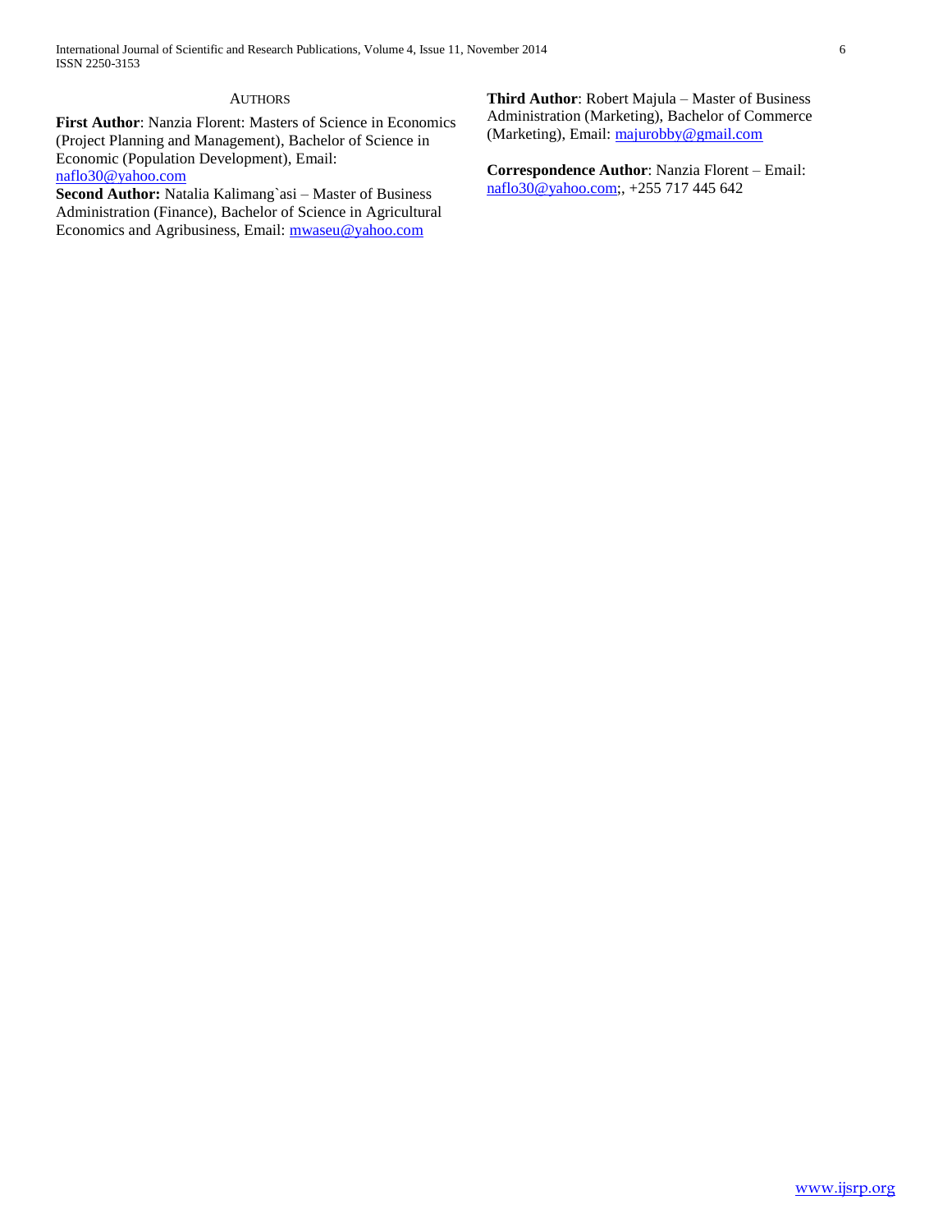## AUTHORS

**First Author**: Nanzia Florent: Masters of Science in Economics (Project Planning and Management), Bachelor of Science in Economic (Population Development), Email: naflo30@yahoo.com

**Second Author:** Natalia Kalimang`asi – Master of Business Administration (Finance), Bachelor of Science in Agricultural Economics and Agribusiness, Email: mwaseu@yahoo.com

**Third Author**: Robert Majula – Master of Business Administration (Marketing), Bachelor of Commerce (Marketing), Email: majurobby@gmail.com

**Correspondence Author**: Nanzia Florent – Email: naflo30@yahoo.com;, +255 717 445 642